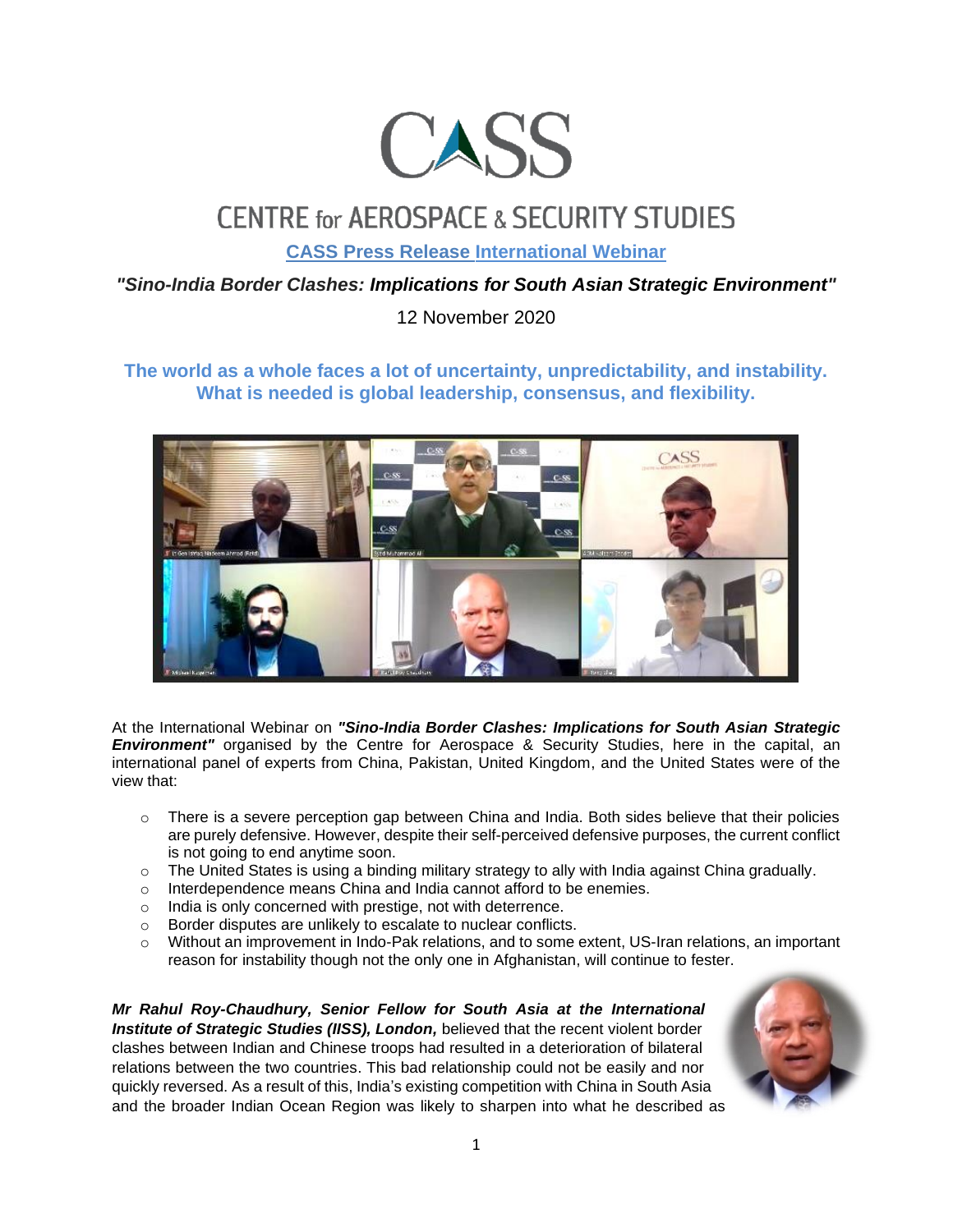# CASS

## CENTRE for AEROSPACE & SECURITY STUDIES

**CASS Press Release International Webinar**

***"Sino-India Border Clashes: Implications for South Asian Strategic Environment"***

12 November 2020

**The world as a whole faces a lot of uncertainty, unpredictability, and instability. What is needed is global leadership, consensus, and flexibility.**

At the International Webinar on ***"Sino-India Border Clashes: Implications for South Asian Strategic Environment"*** organised by the Centre for Aerospace & Security Studies, here in the capital, an international panel of experts from China, Pakistan, United Kingdom, and the United States were of the view that:

- There is a severe perception gap between China and India. Both sides believe that their policies are purely defensive. However, despite their self-perceived defensive purposes, the current conflict is not going to end anytime soon.
- The United States is using a binding military strategy to ally with India against China gradually.
- Interdependence means China and India cannot afford to be enemies.
- India is only concerned with prestige, not with deterrence.
- Border disputes are unlikely to escalate to nuclear conflicts.
- Without an improvement in Indo-Pak relations, and to some extent, US-Iran relations, an important reason for instability though not the only one in Afghanistan, will continue to fester.

***Mr Rahul Roy-Chaudhury, Senior Fellow for South Asia at the International Institute of Strategic Studies (IISS), London,*** believed that the recent violent border clashes between Indian and Chinese troops had resulted in a deterioration of bilateral relations between the two countries. This bad relationship could not be easily and nor quickly reversed. As a result of this, India's existing competition with China in South Asia and the broader Indian Ocean Region was likely to sharpen into what he described as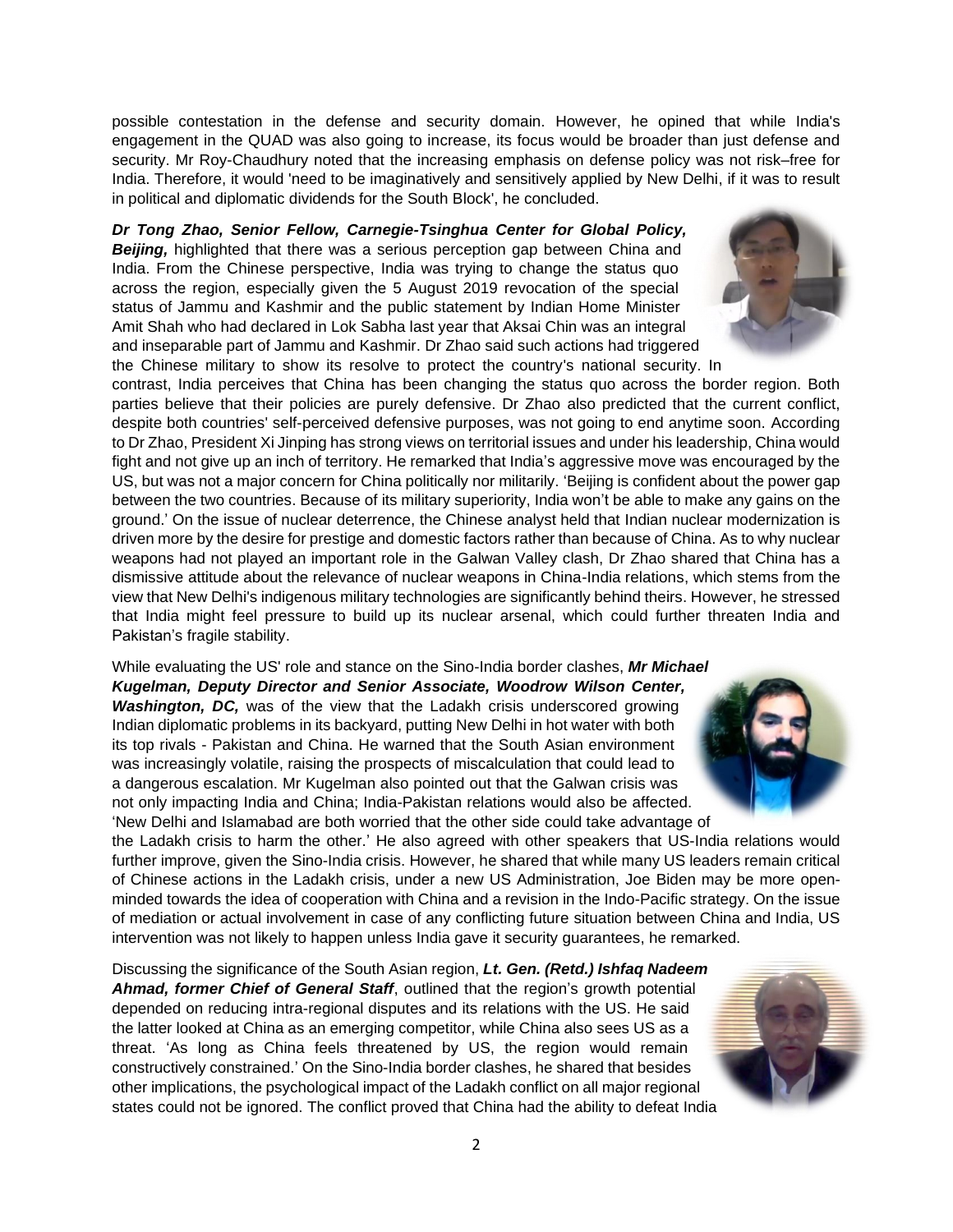possible contestation in the defense and security domain. However, he opined that while India's engagement in the QUAD was also going to increase, its focus would be broader than just defense and security. Mr Roy-Chaudhury noted that the increasing emphasis on defense policy was not risk–free for India. Therefore, it would 'need to be imaginatively and sensitively applied by New Delhi, if it was to result in political and diplomatic dividends for the South Block', he concluded.

***Dr Tong Zhao, Senior Fellow, Carnegie-Tsinghua Center for Global Policy, Beijing,*** highlighted that there was a serious perception gap between China and India. From the Chinese perspective, India was trying to change the status quo across the region, especially given the 5 August 2019 revocation of the special status of Jammu and Kashmir and the public statement by Indian Home Minister Amit Shah who had declared in Lok Sabha last year that Aksai Chin was an integral and inseparable part of Jammu and Kashmir. Dr Zhao said such actions had triggered the Chinese military to show its resolve to protect the country's national security. In contrast, India perceives that China has been changing the status quo across the border region. Both parties believe that their policies are purely defensive. Dr Zhao also predicted that the current conflict, despite both countries' self-perceived defensive purposes, was not going to end anytime soon. According to Dr Zhao, President Xi Jinping has strong views on territorial issues and under his leadership, China would fight and not give up an inch of territory. He remarked that India's aggressive move was encouraged by the US, but was not a major concern for China politically nor militarily. 'Beijing is confident about the power gap between the two countries. Because of its military superiority, India won't be able to make any gains on the ground.' On the issue of nuclear deterrence, the Chinese analyst held that Indian nuclear modernization is driven more by the desire for prestige and domestic factors rather than because of China. As to why nuclear weapons had not played an important role in the Galwan Valley clash, Dr Zhao shared that China has a dismissive attitude about the relevance of nuclear weapons in China-India relations, which stems from the view that New Delhi's indigenous military technologies are significantly behind theirs. However, he stressed that India might feel pressure to build up its nuclear arsenal, which could further threaten India and Pakistan's fragile stability.

While evaluating the US' role and stance on the Sino-India border clashes, ***Mr Michael Kugelman, Deputy Director and Senior Associate, Woodrow Wilson Center, Washington, DC,*** was of the view that the Ladakh crisis underscored growing Indian diplomatic problems in its backyard, putting New Delhi in hot water with both its top rivals - Pakistan and China. He warned that the South Asian environment was increasingly volatile, raising the prospects of miscalculation that could lead to a dangerous escalation. Mr Kugelman also pointed out that the Galwan crisis was not only impacting India and China; India-Pakistan relations would also be affected. 'New Delhi and Islamabad are both worried that the other side could take advantage of the Ladakh crisis to harm the other.' He also agreed with other speakers that US-India relations would further improve, given the Sino-India crisis. However, he shared that while many US leaders remain critical of Chinese actions in the Ladakh crisis, under a new US Administration, Joe Biden may be more open-minded towards the idea of cooperation with China and a revision in the Indo-Pacific strategy. On the issue of mediation or actual involvement in case of any conflicting future situation between China and India, US intervention was not likely to happen unless India gave it security guarantees, he remarked.

Discussing the significance of the South Asian region, ***Lt. Gen. (Retd.) Ishfaq Nadeem Ahmad, former Chief of General Staff***, outlined that the region's growth potential depended on reducing intra-regional disputes and its relations with the US. He said the latter looked at China as an emerging competitor, while China also sees US as a threat. 'As long as China feels threatened by US, the region would remain constructively constrained.' On the Sino-India border clashes, he shared that besides other implications, the psychological impact of the Ladakh conflict on all major regional states could not be ignored. The conflict proved that China had the ability to defeat India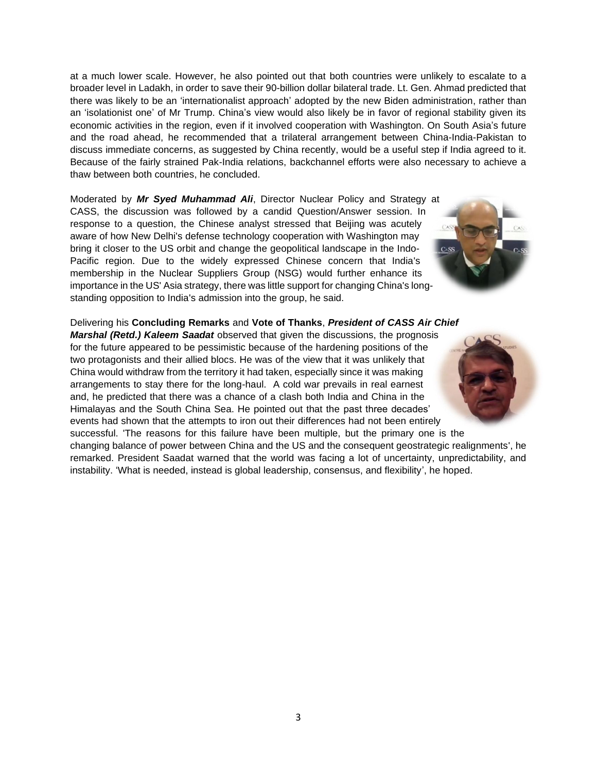at a much lower scale. However, he also pointed out that both countries were unlikely to escalate to a broader level in Ladakh, in order to save their 90-billion dollar bilateral trade. Lt. Gen. Ahmad predicted that there was likely to be an 'internationalist approach' adopted by the new Biden administration, rather than an 'isolationist one' of Mr Trump. China's view would also likely be in favor of regional stability given its economic activities in the region, even if it involved cooperation with Washington. On South Asia's future and the road ahead, he recommended that a trilateral arrangement between China-India-Pakistan to discuss immediate concerns, as suggested by China recently, would be a useful step if India agreed to it. Because of the fairly strained Pak-India relations, backchannel efforts were also necessary to achieve a thaw between both countries, he concluded.

Moderated by ***Mr Syed Muhammad Ali***, Director Nuclear Policy and Strategy at CASS, the discussion was followed by a candid Question/Answer session. In response to a question, the Chinese analyst stressed that Beijing was acutely aware of how New Delhi's defense technology cooperation with Washington may bring it closer to the US orbit and change the geopolitical landscape in the Indo-Pacific region. Due to the widely expressed Chinese concern that India's membership in the Nuclear Suppliers Group (NSG) would further enhance its importance in the US' Asia strategy, there was little support for changing China's long-standing opposition to India's admission into the group, he said.

Delivering his **Concluding Remarks** and **Vote of Thanks**, ***President of CASS Air Chief Marshal (Retd.) Kaleem Saadat*** observed that given the discussions, the prognosis for the future appeared to be pessimistic because of the hardening positions of the two protagonists and their allied blocs. He was of the view that it was unlikely that China would withdraw from the territory it had taken, especially since it was making arrangements to stay there for the long-haul. A cold war prevails in real earnest and, he predicted that there was a chance of a clash both India and China in the Himalayas and the South China Sea. He pointed out that the past three decades' events had shown that the attempts to iron out their differences had not been entirely successful. 'The reasons for this failure have been multiple, but the primary one is the changing balance of power between China and the US and the consequent geostrategic realignments', he remarked. President Saadat warned that the world was facing a lot of uncertainty, unpredictability, and instability. 'What is needed, instead is global leadership, consensus, and flexibility', he hoped.